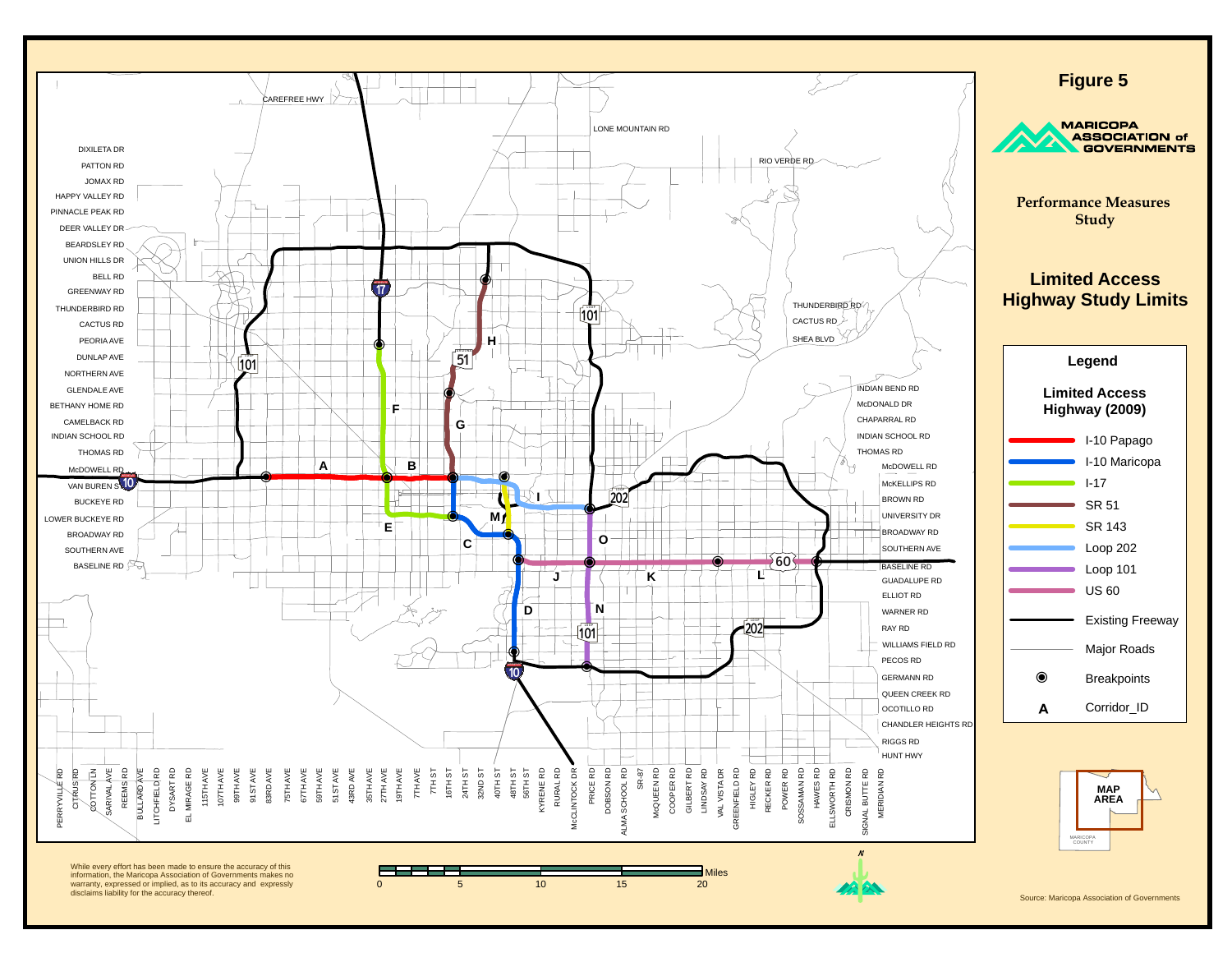# Figure 5

**MARICOPA ASSOCIATION of GOVERNMENTS**

**Performance Measures Study**

## Limited Access Highway Study Limits

### Legend

**Limited Access Highway (2009)**

- I-10 Papago
- I-10 Maricopa
- I-17
- SR 51
- SR 143
- Loop 202
- Loop 101
- US 60
- Existing Freeway
- Major Roads
- Breakpoints
- A Corridor_ID

While every effort has been made to ensure the accuracy of this information, the Maricopa Association of Governments makes no warranty, expressed or implied, as to its accuracy and expressly disclaims liability for the accuracy thereof.

0 5 10 15 20 Miles

Source: Maricopa Association of Governments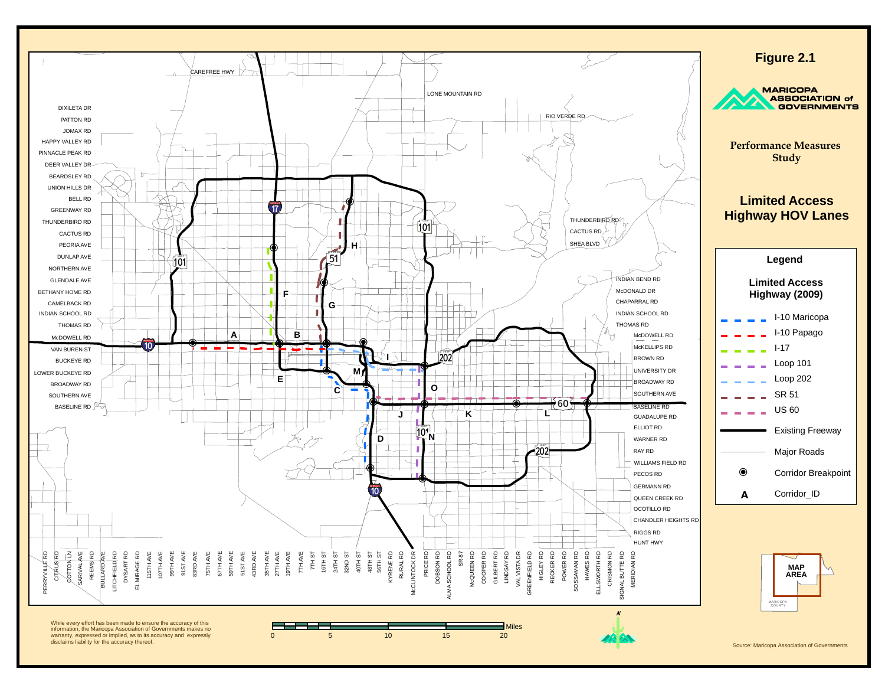# Figure 2.1

MARICOPA ASSOCIATION of GOVERNMENTS

**Performance Measures Study**

## Limited Access Highway HOV Lanes

**Legend**

**Limited Access Highway (2009)**

- I-10 Maricopa
- I-10 Papago
- I-17
- Loop 101
- Loop 202
- SR 51
- US 60
- Existing Freeway
- Major Roads
- Corridor Breakpoint
- A Corridor_ID

CAREFREE HWY
LONE MOUNTAIN RD
RIO VERDE RD
DIXILETA DR
PATTON RD
JOMAX RD
HAPPY VALLEY RD
PINNACLE PEAK RD
DEER VALLEY DR
BEARDSLEY RD
UNION HILLS DR
BELL RD
GREENWAY RD
THUNDERBIRD RD
CACTUS RD
PEORIA AVE
DUNLAP AVE
NORTHERN AVE
GLENDALE AVE
BETHANY HOME RD
CAMELBACK RD
INDIAN SCHOOL RD
THOMAS RD
McDOWELL RD
VAN BUREN ST
BUCKEYE RD
LOWER BUCKEYE RD
BROADWAY RD
SOUTHERN AVE
BASELINE RD
THUNDERBIRD RD
CACTUS RD
SHEA BLVD
INDIAN BEND RD
McDONALD DR
CHAPARRAL RD
INDIAN SCHOOL RD
THOMAS RD
McDOWELL RD
McKELLIPS RD
BROWN RD
UNIVERSITY DR
BROADWAY RD
SOUTHERN AVE
BASELINE RD
GUADALUPE RD
ELLIOT RD
WARNER RD
RAY RD
WILLIAMS FIELD RD
PECOS RD
GERMANN RD
QUEEN CREEK RD
OCOTILLO RD
CHANDLER HEIGHTS RD
RIGGS RD
HUNT HWY

PERRYVILLE RD, CITRUS RD, COTTON LN, SARIVAL AVE, REEMS RD, BULLARD AVE, LITCHFIELD RD, DYSART RD, EL MIRAGE RD, 115TH AVE, 107TH AVE, 99TH AVE, 91ST AVE, 83RD AVE, 75TH AVE, 67TH AVE, 59TH AVE, 51ST AVE, 43RD AVE, 35TH AVE, 27TH AVE, 19TH AVE, 7TH AVE, 7TH ST, 16TH ST, 24TH ST, 32ND ST, 40TH ST, 48TH ST, 56TH ST, KYRENE RD, RURAL RD, McCLINTOCK DR, PRICE RD, DOBSON RD, ALMA SCHOOL RD, SR-87, McQUEEN RD, COOPER RD, GILBERT RD, LINDSAY RD, VAL VISTA DR, GREENFIELD RD, HIGLEY RD, RECKER RD, POWER RD, SOSSAMAN RD, HAWES RD, ELLSWORTH RD, CRISMON RD, SIGNAL BUTTE RD, MERIDIAN RD

17, 101, 51, 10, 202, 60, 101, 202, 10

A B C D E F G H I J K L M N O

0 5 10 15 20 Miles

N

MAP AREA

MARICOPA COUNTY

While every effort has been made to ensure the accuracy of this information, the Maricopa Association of Governments makes no warranty, expressed or implied, as to its accuracy and expressly disclaims liability for the accuracy thereof.

Source: Maricopa Association of Governments